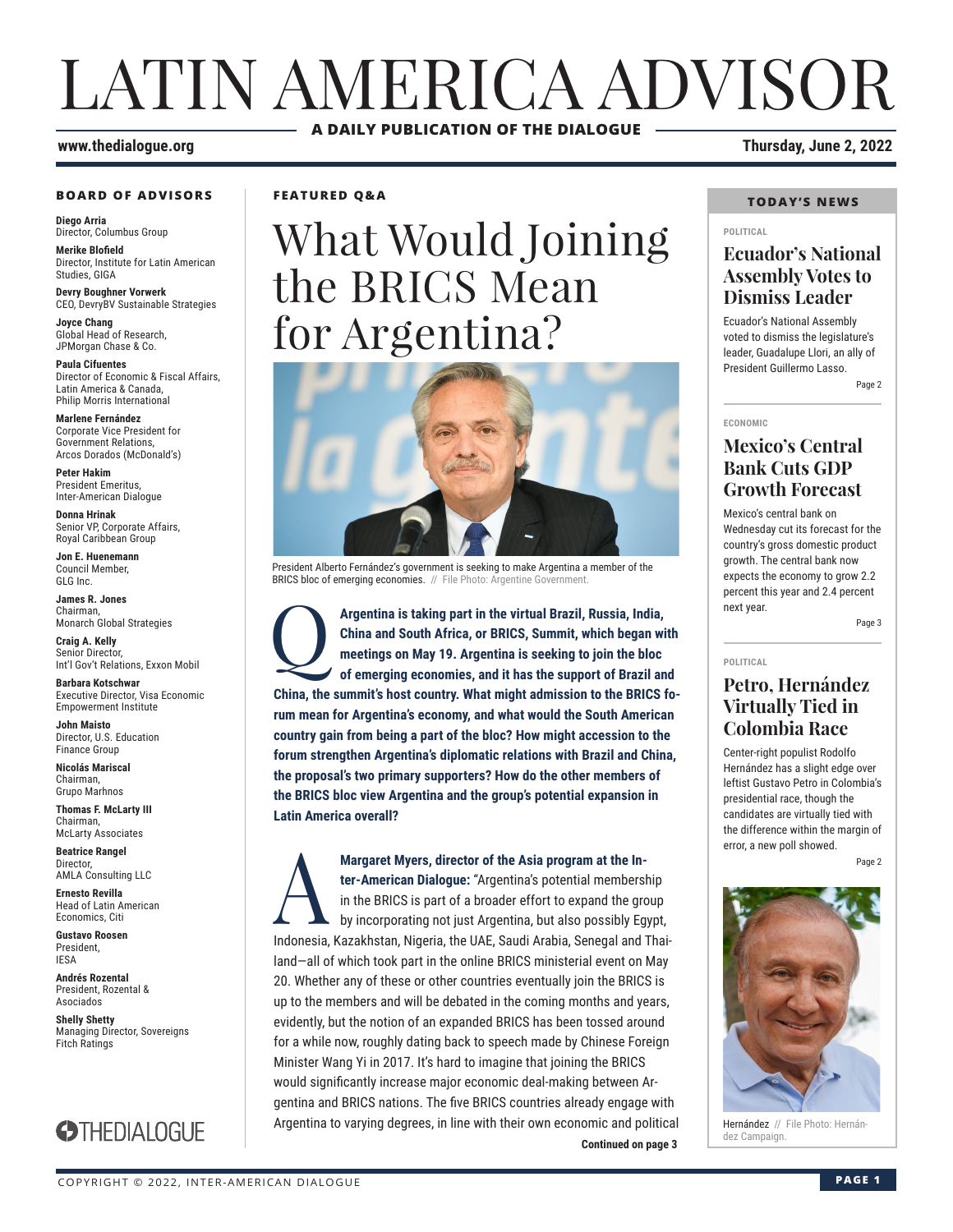# LATIN AMERICA ADVISOR

**A DAILY PUBLICATION OF THE DIALOGUE**

**www.thedialogue.org**

**Thursday, June 2, 2022**

### BOARD OF ADVISORS

**Diego Arria**
Director, Columbus Group

**Merike Blofield**
Director, Institute for Latin American Studies, GIGA

**Devry Boughner Vorwerk**
CEO, DevryBV Sustainable Strategies

**Joyce Chang**
Global Head of Research, JPMorgan Chase & Co.

**Paula Cifuentes**
Director of Economic & Fiscal Affairs, Latin America & Canada, Philip Morris International

**Marlene Fernández**
Corporate Vice President for Government Relations, Arcos Dorados (McDonald's)

**Peter Hakim**
President Emeritus, Inter-American Dialogue

**Donna Hrinak**
Senior VP, Corporate Affairs, Royal Caribbean Group

**Jon E. Huenemann**
Council Member, GLG Inc.

**James R. Jones**
Chairman, Monarch Global Strategies

**Craig A. Kelly**
Senior Director, Int'l Gov't Relations, Exxon Mobil

**Barbara Kotschwar**
Executive Director, Visa Economic Empowerment Institute

**John Maisto**
Director, U.S. Education Finance Group

**Nicolás Mariscal**
Chairman, Grupo Marhnos

**Thomas F. McLarty III**
Chairman, McLarty Associates

**Beatrice Rangel**
Director, AMLA Consulting LLC

**Ernesto Revilla**
Head of Latin American Economics, Citi

**Gustavo Roosen**
President, IESA

**Andrés Rozental**
President, Rozental & Asociados

**Shelly Shetty**
Managing Director, Sovereigns Fitch Ratings

THEDIALOGUE

### FEATURED Q&A

## What Would Joining the BRICS Mean for Argentina?

President Alberto Fernández's government is seeking to make Argentina a member of the BRICS bloc of emerging economies. // File Photo: Argentine Government.

**Q: Argentina is taking part in the virtual Brazil, Russia, India, China and South Africa, or BRICS, Summit, which began with meetings on May 19. Argentina is seeking to join the bloc of emerging economies, and it has the support of Brazil and China, the summit's host country. What might admission to the BRICS forum mean for Argentina's economy, and what would the South American country gain from being a part of the bloc? How might accession to the forum strengthen Argentina's diplomatic relations with Brazil and China, the proposal's two primary supporters? How do the other members of the BRICS bloc view Argentina and the group's potential expansion in Latin America overall?**

**A: Margaret Myers, director of the Asia program at the Inter-American Dialogue:** "Argentina's potential membership in the BRICS is part of a broader effort to expand the group by incorporating not just Argentina, but also possibly Egypt, Indonesia, Kazakhstan, Nigeria, the UAE, Saudi Arabia, Senegal and Thailand—all of which took part in the online BRICS ministerial event on May 20. Whether any of these or other countries eventually join the BRICS is up to the members and will be debated in the coming months and years, evidently, but the notion of an expanded BRICS has been tossed around for a while now, roughly dating back to speech made by Chinese Foreign Minister Wang Yi in 2017. It's hard to imagine that joining the BRICS would significantly increase major economic deal-making between Argentina and BRICS nations. The five BRICS countries already engage with Argentina to varying degrees, in line with their own economic and political

**Continued on page 3**

### TODAY'S NEWS

POLITICAL

### Ecuador's National Assembly Votes to Dismiss Leader

Ecuador's National Assembly voted to dismiss the legislature's leader, Guadalupe Llori, an ally of President Guillermo Lasso.

Page 2

ECONOMIC

### Mexico's Central Bank Cuts GDP Growth Forecast

Mexico's central bank on Wednesday cut its forecast for the country's gross domestic product growth. The central bank now expects the economy to grow 2.2 percent this year and 2.4 percent next year.

Page 3

POLITICAL

### Petro, Hernández Virtually Tied in Colombia Race

Center-right populist Rodolfo Hernández has a slight edge over leftist Gustavo Petro in Colombia's presidential race, though the candidates are virtually tied with the difference within the margin of error, a new poll showed.

Page 2

Hernández // File Photo: Hernández Campaign.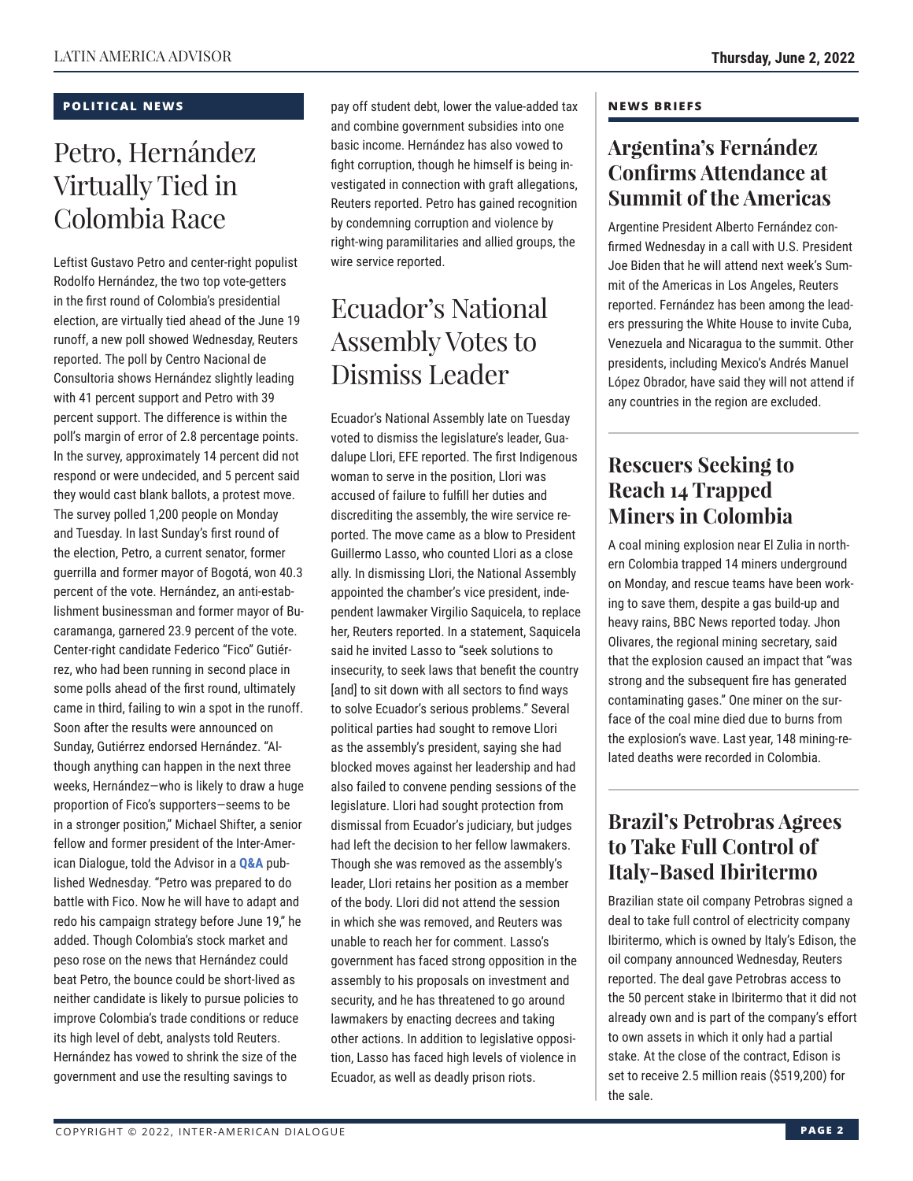## POLITICAL NEWS

# Petro, Hernández Virtually Tied in Colombia Race

Leftist Gustavo Petro and center-right populist Rodolfo Hernández, the two top vote-getters in the first round of Colombia's presidential election, are virtually tied ahead of the June 19 runoff, a new poll showed Wednesday, Reuters reported. The poll by Centro Nacional de Consultoria shows Hernández slightly leading with 41 percent support and Petro with 39 percent support. The difference is within the poll's margin of error of 2.8 percentage points. In the survey, approximately 14 percent did not respond or were undecided, and 5 percent said they would cast blank ballots, a protest move. The survey polled 1,200 people on Monday and Tuesday. In last Sunday's first round of the election, Petro, a current senator, former guerrilla and former mayor of Bogotá, won 40.3 percent of the vote. Hernández, an anti-establishment businessman and former mayor of Bucaramanga, garnered 23.9 percent of the vote. Center-right candidate Federico "Fico" Gutiérrez, who had been running in second place in some polls ahead of the first round, ultimately came in third, failing to win a spot in the runoff. Soon after the results were announced on Sunday, Gutiérrez endorsed Hernández. "Although anything can happen in the next three weeks, Hernández—who is likely to draw a huge proportion of Fico's supporters—seems to be in a stronger position," Michael Shifter, a senior fellow and former president of the Inter-American Dialogue, told the Advisor in a **Q&A** published Wednesday. "Petro was prepared to do battle with Fico. Now he will have to adapt and redo his campaign strategy before June 19," he added. Though Colombia's stock market and peso rose on the news that Hernández could beat Petro, the bounce could be short-lived as neither candidate is likely to pursue policies to improve Colombia's trade conditions or reduce its high level of debt, analysts told Reuters. Hernández has vowed to shrink the size of the government and use the resulting savings to pay off student debt, lower the value-added tax and combine government subsidies into one basic income. Hernández has also vowed to fight corruption, though he himself is being investigated in connection with graft allegations, Reuters reported. Petro has gained recognition by condemning corruption and violence by right-wing paramilitaries and allied groups, the wire service reported.

# Ecuador's National Assembly Votes to Dismiss Leader

Ecuador's National Assembly late on Tuesday voted to dismiss the legislature's leader, Guadalupe Llori, EFE reported. The first Indigenous woman to serve in the position, Llori was accused of failure to fulfill her duties and discrediting the assembly, the wire service reported. The move came as a blow to President Guillermo Lasso, who counted Llori as a close ally. In dismissing Llori, the National Assembly appointed the chamber's vice president, independent lawmaker Virgilio Saquicela, to replace her, Reuters reported. In a statement, Saquicela said he invited Lasso to "seek solutions to insecurity, to seek laws that benefit the country [and] to sit down with all sectors to find ways to solve Ecuador's serious problems." Several political parties had sought to remove Llori as the assembly's president, saying she had blocked moves against her leadership and had also failed to convene pending sessions of the legislature. Llori had sought protection from dismissal from Ecuador's judiciary, but judges had left the decision to her fellow lawmakers. Though she was removed as the assembly's leader, Llori retains her position as a member of the body. Llori did not attend the session in which she was removed, and Reuters was unable to reach her for comment. Lasso's government has faced strong opposition in the assembly to his proposals on investment and security, and he has threatened to go around lawmakers by enacting decrees and taking other actions. In addition to legislative opposition, Lasso has faced high levels of violence in Ecuador, as well as deadly prison riots.

## NEWS BRIEFS

### Argentina's Fernández Confirms Attendance at Summit of the Americas

Argentine President Alberto Fernández confirmed Wednesday in a call with U.S. President Joe Biden that he will attend next week's Summit of the Americas in Los Angeles, Reuters reported. Fernández has been among the leaders pressuring the White House to invite Cuba, Venezuela and Nicaragua to the summit. Other presidents, including Mexico's Andrés Manuel López Obrador, have said they will not attend if any countries in the region are excluded.

### Rescuers Seeking to Reach 14 Trapped Miners in Colombia

A coal mining explosion near El Zulia in northern Colombia trapped 14 miners underground on Monday, and rescue teams have been working to save them, despite a gas build-up and heavy rains, BBC News reported today. Jhon Olivares, the regional mining secretary, said that the explosion caused an impact that "was strong and the subsequent fire has generated contaminating gases." One miner on the surface of the coal mine died due to burns from the explosion's wave. Last year, 148 mining-related deaths were recorded in Colombia.

### Brazil's Petrobras Agrees to Take Full Control of Italy-Based Ibiritermo

Brazilian state oil company Petrobras signed a deal to take full control of electricity company Ibiritermo, which is owned by Italy's Edison, the oil company announced Wednesday, Reuters reported. The deal gave Petrobras access to the 50 percent stake in Ibiritermo that it did not already own and is part of the company's effort to own assets in which it only had a partial stake. At the close of the contract, Edison is set to receive 2.5 million reais ($519,200) for the sale.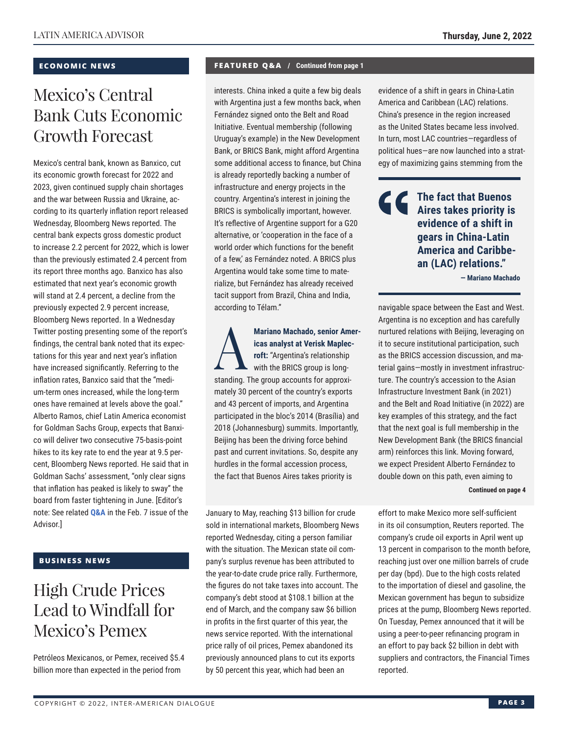## ECONOMIC NEWS

# Mexico's Central Bank Cuts Economic Growth Forecast

Mexico's central bank, known as Banxico, cut its economic growth forecast for 2022 and 2023, given continued supply chain shortages and the war between Russia and Ukraine, according to its quarterly inflation report released Wednesday, Bloomberg News reported. The central bank expects gross domestic product to increase 2.2 percent for 2022, which is lower than the previously estimated 2.4 percent from its report three months ago. Banxico has also estimated that next year's economic growth will stand at 2.4 percent, a decline from the previously expected 2.9 percent increase, Bloomberg News reported. In a Wednesday Twitter posting presenting some of the report's findings, the central bank noted that its expectations for this year and next year's inflation have increased significantly. Referring to the inflation rates, Banxico said that the "medium-term ones increased, while the long-term ones have remained at levels above the goal." Alberto Ramos, chief Latin America economist for Goldman Sachs Group, expects that Banxico will deliver two consecutive 75-basis-point hikes to its key rate to end the year at 9.5 percent, Bloomberg News reported. He said that in Goldman Sachs' assessment, "only clear signs that inflation has peaked is likely to sway" the board from faster tightening in June. [Editor's note: See related **Q&A** in the Feb. 7 issue of the Advisor.]

## BUSINESS NEWS

# High Crude Prices Lead to Windfall for Mexico's Pemex

Petróleos Mexicanos, or Pemex, received $5.4 billion more than expected in the period from January to May, reaching $13 billion for crude sold in international markets, Bloomberg News reported Wednesday, citing a person familiar with the situation. The Mexican state oil company's surplus revenue has been attributed to the year-to-date crude price rally. Furthermore, the figures do not take taxes into account. The company's debt stood at $108.1 billion at the end of March, and the company saw $6 billion in profits in the first quarter of this year, the news service reported. With the international price rally of oil prices, Pemex abandoned its previously announced plans to cut its exports by 50 percent this year, which had been an effort to make Mexico more self-sufficient in its oil consumption, Reuters reported. The company's crude oil exports in April went up 13 percent in comparison to the month before, reaching just over one million barrels of crude per day (bpd). Due to the high costs related to the importation of diesel and gasoline, the Mexican government has begun to subsidize prices at the pump, Bloomberg News reported. On Tuesday, Pemex announced that it will be using a peer-to-peer refinancing program in an effort to pay back $2 billion in debt with suppliers and contractors, the Financial Times reported.

## FEATURED Q&A / Continued from page 1

interests. China inked a quite a few big deals with Argentina just a few months back, when Fernández signed onto the Belt and Road Initiative. Eventual membership (following Uruguay's example) in the New Development Bank, or BRICS Bank, might afford Argentina some additional access to finance, but China is already reportedly backing a number of infrastructure and energy projects in the country. Argentina's interest in joining the BRICS is symbolically important, however. It's reflective of Argentine support for a G20 alternative, or 'cooperation in the face of a world order which functions for the benefit of a few,' as Fernández noted. A BRICS plus Argentina would take some time to materialize, but Fernández has already received tacit support from Brazil, China and India, according to Télam."

**A** **Mariano Machado, senior Americas analyst at Verisk Maplecroft:** "Argentina's relationship with the BRICS group is longstanding. The group accounts for approximately 30 percent of the country's exports and 43 percent of imports, and Argentina participated in the bloc's 2014 (Brasília) and 2018 (Johannesburg) summits. Importantly, Beijing has been the driving force behind past and current invitations. So, despite any hurdles in the formal accession process, the fact that Buenos Aires takes priority is evidence of a shift in gears in China-Latin America and Caribbean (LAC) relations. China's presence in the region increased as the United States became less involved. In turn, most LAC countries—regardless of political hues—are now launched into a strategy of maximizing gains stemming from the navigable space between the East and West. Argentina is no exception and has carefully nurtured relations with Beijing, leveraging on it to secure institutional participation, such as the BRICS accession discussion, and material gains—mostly in investment infrastructure. The country's accession to the Asian Infrastructure Investment Bank (in 2021) and the Belt and Road Initiative (in 2022) are key examples of this strategy, and the fact that the next goal is full membership in the New Development Bank (the BRICS financial arm) reinforces this link. Moving forward, we expect President Alberto Fernández to double down on this path, even aiming to

> **"The fact that Buenos Aires takes priority is evidence of a shift in gears in China-Latin America and Caribbean (LAC) relations."**
>
> **— Mariano Machado**

**Continued on page 4**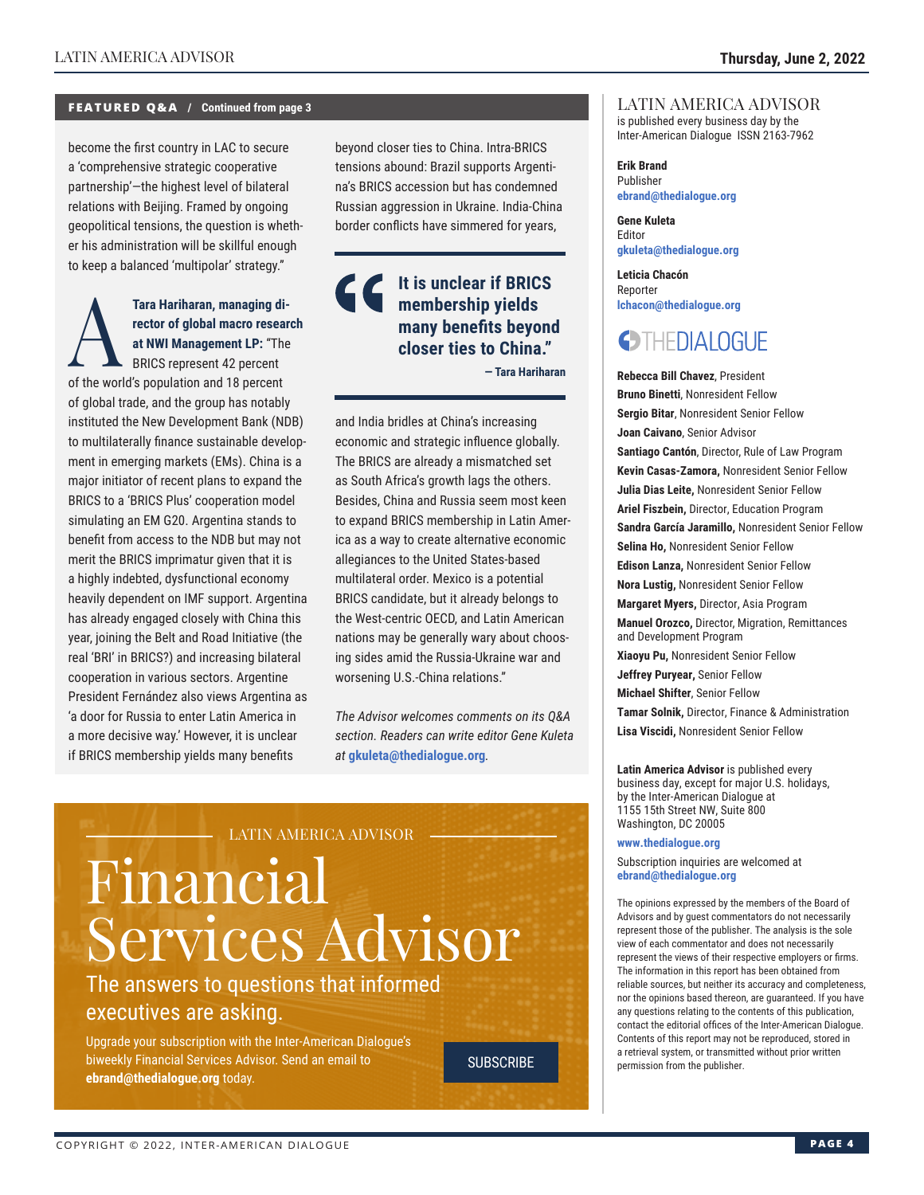**FEATURED Q&A / Continued from page 3**

become the first country in LAC to secure a 'comprehensive strategic cooperative partnership'—the highest level of bilateral relations with Beijing. Framed by ongoing geopolitical tensions, the question is whether his administration will be skillful enough to keep a balanced 'multipolar' strategy."

**A**

**Tara Hariharan, managing director of global macro research at NWI Management LP:** "The BRICS represent 42 percent of the world's population and 18 percent of global trade, and the group has notably instituted the New Development Bank (NDB) to multilaterally finance sustainable development in emerging markets (EMs). China is a major initiator of recent plans to expand the BRICS to a 'BRICS Plus' cooperation model simulating an EM G20. Argentina stands to benefit from access to the NDB but may not merit the BRICS imprimatur given that it is a highly indebted, dysfunctional economy heavily dependent on IMF support. Argentina has already engaged closely with China this year, joining the Belt and Road Initiative (the real 'BRI' in BRICS?) and increasing bilateral cooperation in various sectors. Argentine President Fernández also views Argentina as 'a door for Russia to enter Latin America in a more decisive way.' However, it is unclear if BRICS membership yields many benefits beyond closer ties to China. Intra-BRICS tensions abound: Brazil supports Argentina's BRICS accession but has condemned Russian aggression in Ukraine. India-China border conflicts have simmered for years, and India bridles at China's increasing economic and strategic influence globally. The BRICS are already a mismatched set as South Africa's growth lags the others. Besides, China and Russia seem most keen to expand BRICS membership in Latin America as a way to create alternative economic allegiances to the United States-based multilateral order. Mexico is a potential BRICS candidate, but it already belongs to the West-centric OECD, and Latin American nations may be generally wary about choosing sides amid the Russia-Ukraine war and worsening U.S.-China relations."

> **It is unclear if BRICS membership yields many benefits beyond closer ties to China."**
> **— Tara Hariharan**

*The Advisor welcomes comments on its Q&A section. Readers can write editor Gene Kuleta at* ***gkuleta@thedialogue.org****.*

---

LATIN AMERICA ADVISOR

# Financial Services Advisor

The answers to questions that informed executives are asking.

Upgrade your subscription with the Inter-American Dialogue's biweekly Financial Services Advisor. Send an email to **ebrand@thedialogue.org** today.

SUBSCRIBE

---

LATIN AMERICA ADVISOR
is published every business day by the Inter-American Dialogue ISSN 2163-7962

**Erik Brand**
Publisher
**ebrand@thedialogue.org**

**Gene Kuleta**
Editor
**gkuleta@thedialogue.org**

**Leticia Chacón**
Reporter
**lchacon@thedialogue.org**

THEDIALOGUE

**Rebecca Bill Chavez**, President
**Bruno Binetti**, Nonresident Fellow
**Sergio Bitar**, Nonresident Senior Fellow
**Joan Caivano**, Senior Advisor
**Santiago Cantón**, Director, Rule of Law Program
**Kevin Casas-Zamora,** Nonresident Senior Fellow
**Julia Dias Leite,** Nonresident Senior Fellow
**Ariel Fiszbein,** Director, Education Program
**Sandra García Jaramillo,** Nonresident Senior Fellow
**Selina Ho,** Nonresident Senior Fellow
**Edison Lanza,** Nonresident Senior Fellow
**Nora Lustig,** Nonresident Senior Fellow
**Margaret Myers,** Director, Asia Program
**Manuel Orozco,** Director, Migration, Remittances and Development Program
**Xiaoyu Pu,** Nonresident Senior Fellow
**Jeffrey Puryear,** Senior Fellow
**Michael Shifter**, Senior Fellow
**Tamar Solnik,** Director, Finance & Administration
**Lisa Viscidi,** Nonresident Senior Fellow

**Latin America Advisor** is published every business day, except for major U.S. holidays, by the Inter-American Dialogue at
1155 15th Street NW, Suite 800
Washington, DC 20005

**www.thedialogue.org**

Subscription inquiries are welcomed at
**ebrand@thedialogue.org**

The opinions expressed by the members of the Board of Advisors and by guest commentators do not necessarily represent those of the publisher. The analysis is the sole view of each commentator and does not necessarily represent the views of their respective employers or firms. The information in this report has been obtained from reliable sources, but neither its accuracy and completeness, nor the opinions based thereon, are guaranteed. If you have any questions relating to the contents of this publication, contact the editorial offices of the Inter-American Dialogue. Contents of this report may not be reproduced, stored in a retrieval system, or transmitted without prior written permission from the publisher.